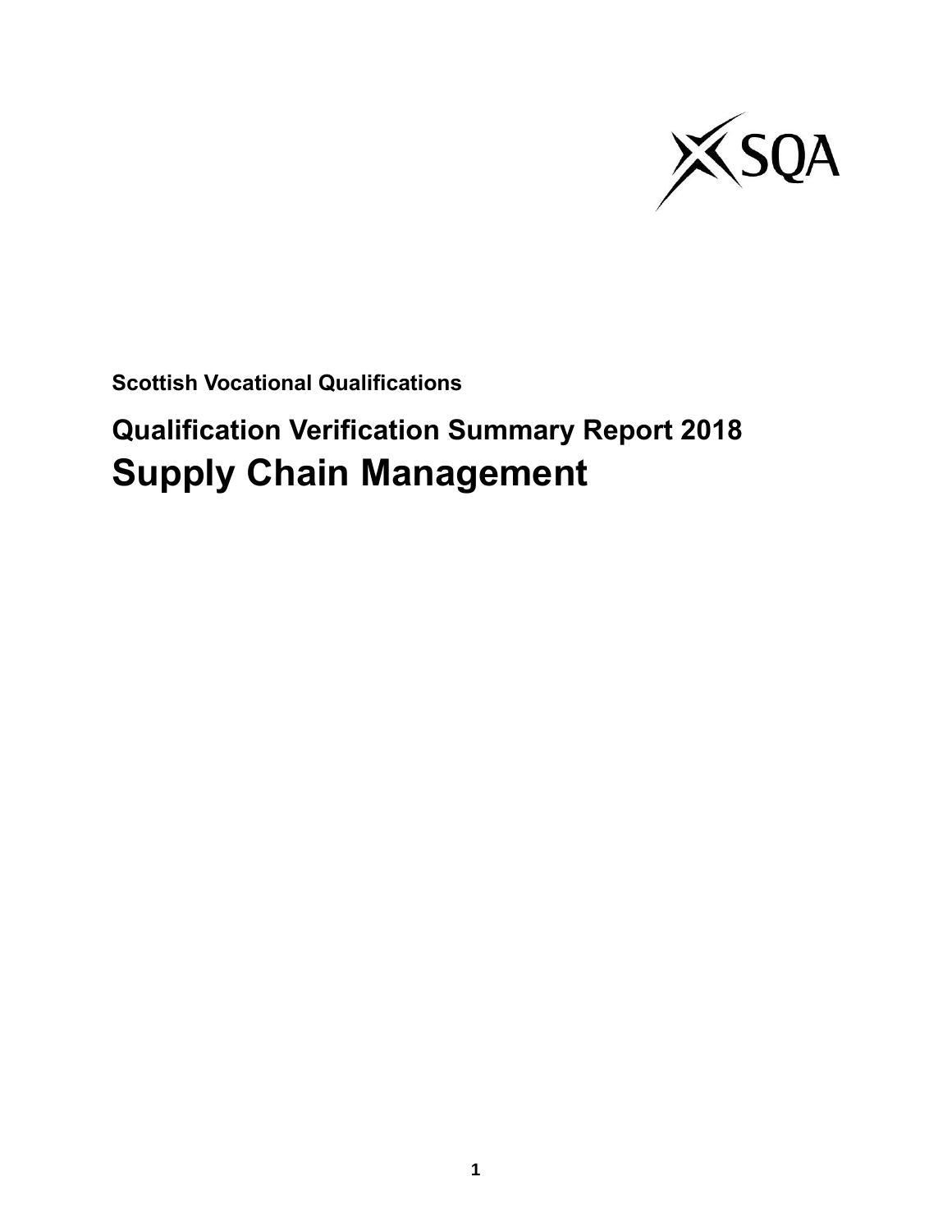**Scottish Vocational Qualifications**

## Qualification Verification Summary Report 2018

# Supply Chain Management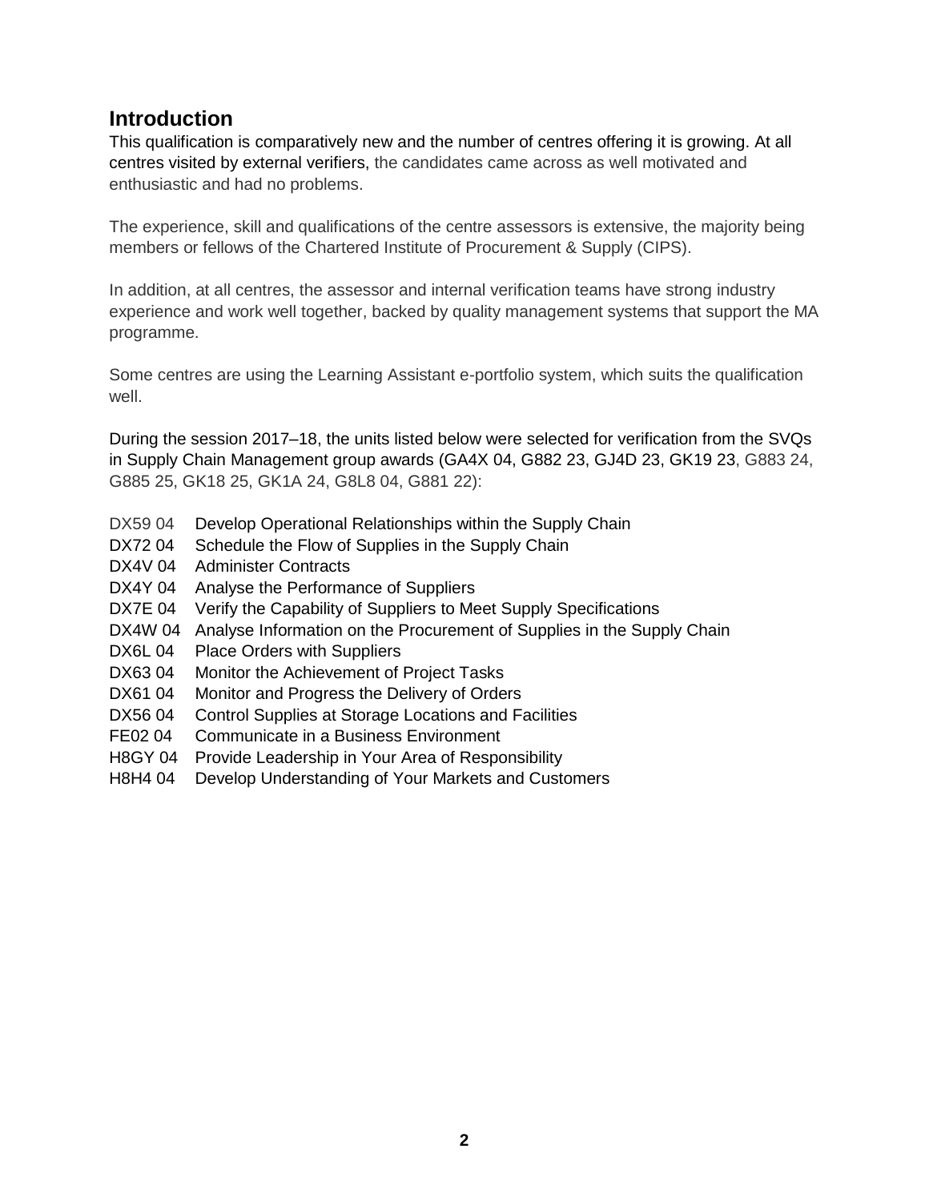## Introduction

This qualification is comparatively new and the number of centres offering it is growing. At all centres visited by external verifiers, the candidates came across as well motivated and enthusiastic and had no problems.

The experience, skill and qualifications of the centre assessors is extensive, the majority being members or fellows of the Chartered Institute of Procurement & Supply (CIPS).

In addition, at all centres, the assessor and internal verification teams have strong industry experience and work well together, backed by quality management systems that support the MA programme.

Some centres are using the Learning Assistant e-portfolio system, which suits the qualification well.

During the session 2017–18, the units listed below were selected for verification from the SVQs in Supply Chain Management group awards (GA4X 04, G882 23, GJ4D 23, GK19 23, G883 24, G885 25, GK18 25, GK1A 24, G8L8 04, G881 22):

- DX59 04 Develop Operational Relationships within the Supply Chain
- DX72 04 Schedule the Flow of Supplies in the Supply Chain
- DX4V 04 Administer Contracts
- DX4Y 04 Analyse the Performance of Suppliers
- DX7E 04 Verify the Capability of Suppliers to Meet Supply Specifications
- DX4W 04 Analyse Information on the Procurement of Supplies in the Supply Chain
- DX6L 04 Place Orders with Suppliers
- DX63 04 Monitor the Achievement of Project Tasks
- DX61 04 Monitor and Progress the Delivery of Orders
- DX56 04 Control Supplies at Storage Locations and Facilities
- FE02 04 Communicate in a Business Environment
- H8GY 04 Provide Leadership in Your Area of Responsibility
- H8H4 04 Develop Understanding of Your Markets and Customers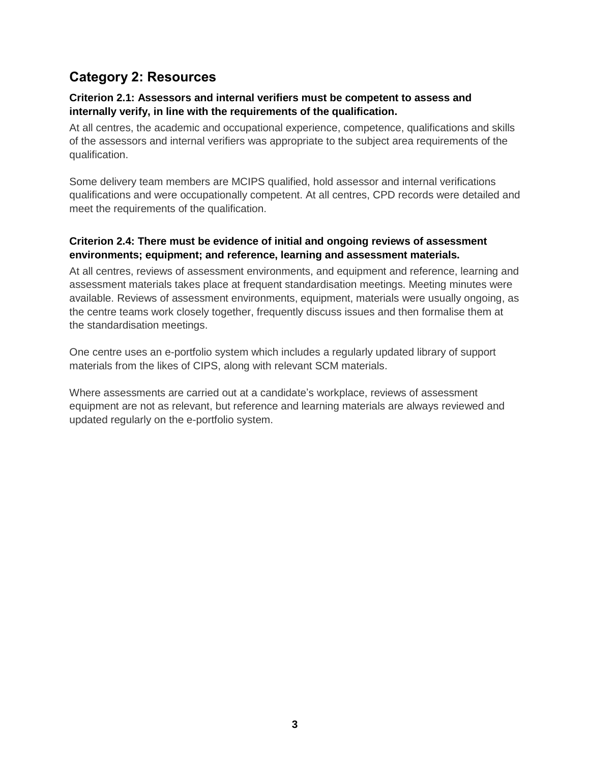## Category 2: Resources

**Criterion 2.1: Assessors and internal verifiers must be competent to assess and internally verify, in line with the requirements of the qualification.**

At all centres, the academic and occupational experience, competence, qualifications and skills of the assessors and internal verifiers was appropriate to the subject area requirements of the qualification.

Some delivery team members are MCIPS qualified, hold assessor and internal verifications qualifications and were occupationally competent. At all centres, CPD records were detailed and meet the requirements of the qualification.

**Criterion 2.4: There must be evidence of initial and ongoing reviews of assessment environments; equipment; and reference, learning and assessment materials.**

At all centres, reviews of assessment environments, and equipment and reference, learning and assessment materials takes place at frequent standardisation meetings. Meeting minutes were available. Reviews of assessment environments, equipment, materials were usually ongoing, as the centre teams work closely together, frequently discuss issues and then formalise them at the standardisation meetings.

One centre uses an e-portfolio system which includes a regularly updated library of support materials from the likes of CIPS, along with relevant SCM materials.

Where assessments are carried out at a candidate's workplace, reviews of assessment equipment are not as relevant, but reference and learning materials are always reviewed and updated regularly on the e-portfolio system.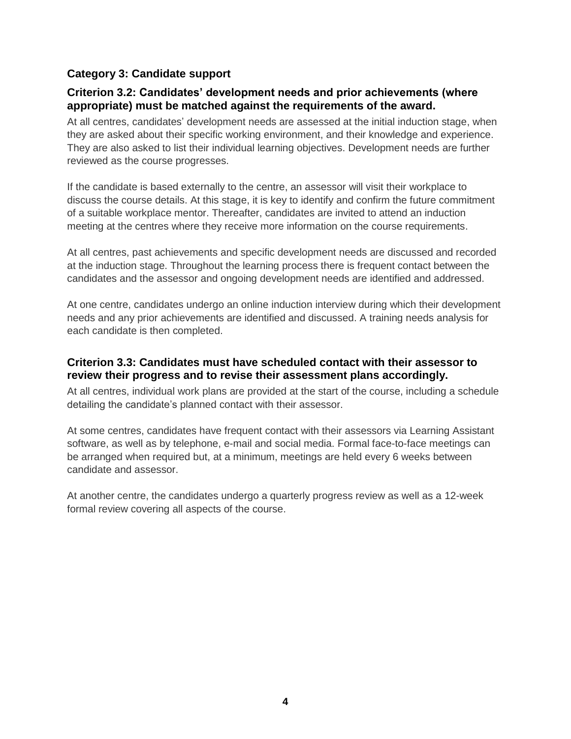### Category 3: Candidate support

#### Criterion 3.2: Candidates' development needs and prior achievements (where appropriate) must be matched against the requirements of the award.

At all centres, candidates' development needs are assessed at the initial induction stage, when they are asked about their specific working environment, and their knowledge and experience. They are also asked to list their individual learning objectives. Development needs are further reviewed as the course progresses.

If the candidate is based externally to the centre, an assessor will visit their workplace to discuss the course details. At this stage, it is key to identify and confirm the future commitment of a suitable workplace mentor. Thereafter, candidates are invited to attend an induction meeting at the centres where they receive more information on the course requirements.

At all centres, past achievements and specific development needs are discussed and recorded at the induction stage. Throughout the learning process there is frequent contact between the candidates and the assessor and ongoing development needs are identified and addressed.

At one centre, candidates undergo an online induction interview during which their development needs and any prior achievements are identified and discussed. A training needs analysis for each candidate is then completed.

#### Criterion 3.3: Candidates must have scheduled contact with their assessor to review their progress and to revise their assessment plans accordingly.

At all centres, individual work plans are provided at the start of the course, including a schedule detailing the candidate's planned contact with their assessor.

At some centres, candidates have frequent contact with their assessors via Learning Assistant software, as well as by telephone, e-mail and social media. Formal face-to-face meetings can be arranged when required but, at a minimum, meetings are held every 6 weeks between candidate and assessor.

At another centre, the candidates undergo a quarterly progress review as well as a 12-week formal review covering all aspects of the course.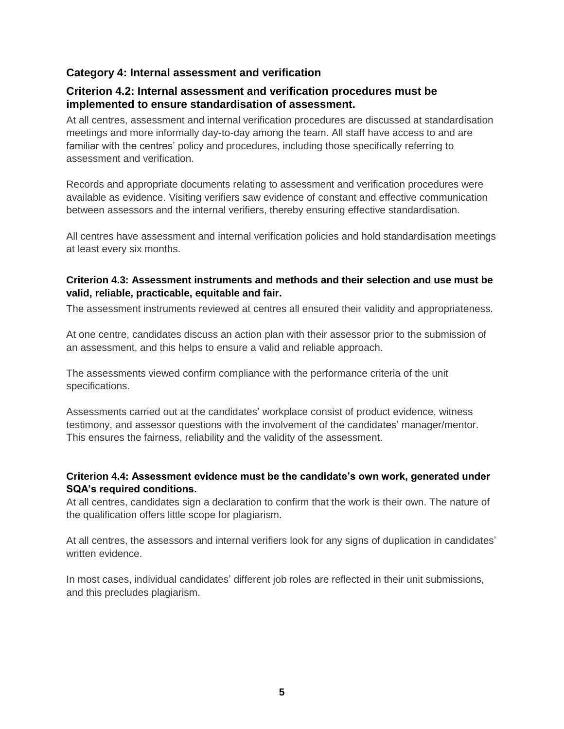## Category 4: Internal assessment and verification

### Criterion 4.2: Internal assessment and verification procedures must be implemented to ensure standardisation of assessment.

At all centres, assessment and internal verification procedures are discussed at standardisation meetings and more informally day-to-day among the team. All staff have access to and are familiar with the centres' policy and procedures, including those specifically referring to assessment and verification.

Records and appropriate documents relating to assessment and verification procedures were available as evidence. Visiting verifiers saw evidence of constant and effective communication between assessors and the internal verifiers, thereby ensuring effective standardisation.

All centres have assessment and internal verification policies and hold standardisation meetings at least every six months.

#### Criterion 4.3: Assessment instruments and methods and their selection and use must be valid, reliable, practicable, equitable and fair.

The assessment instruments reviewed at centres all ensured their validity and appropriateness.

At one centre, candidates discuss an action plan with their assessor prior to the submission of an assessment, and this helps to ensure a valid and reliable approach.

The assessments viewed confirm compliance with the performance criteria of the unit specifications.

Assessments carried out at the candidates' workplace consist of product evidence, witness testimony, and assessor questions with the involvement of the candidates' manager/mentor. This ensures the fairness, reliability and the validity of the assessment.

#### Criterion 4.4: Assessment evidence must be the candidate's own work, generated under SQA's required conditions.

At all centres, candidates sign a declaration to confirm that the work is their own. The nature of the qualification offers little scope for plagiarism.

At all centres, the assessors and internal verifiers look for any signs of duplication in candidates' written evidence.

In most cases, individual candidates' different job roles are reflected in their unit submissions, and this precludes plagiarism.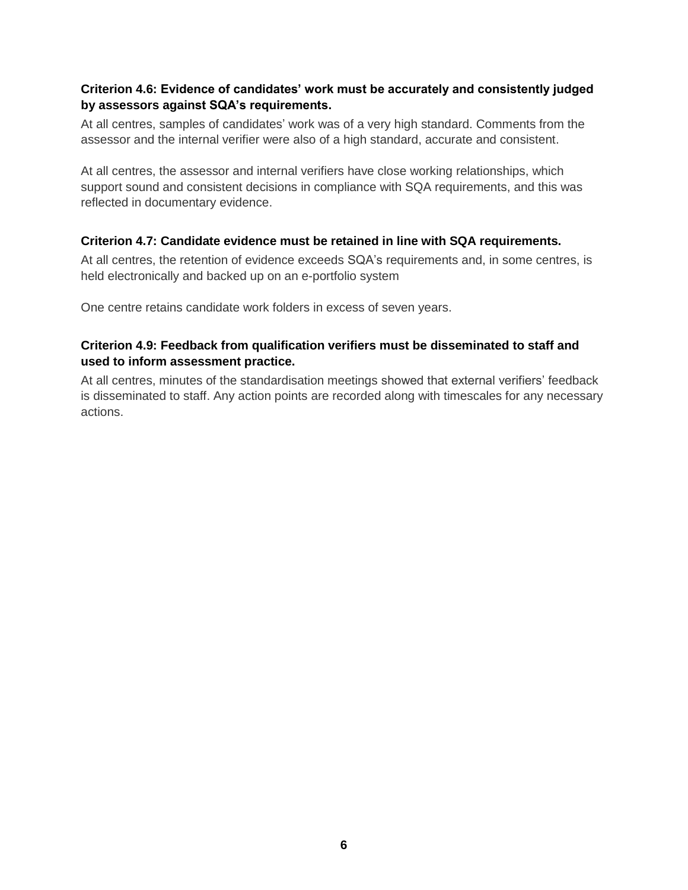### Criterion 4.6: Evidence of candidates' work must be accurately and consistently judged by assessors against SQA's requirements.

At all centres, samples of candidates' work was of a very high standard. Comments from the assessor and the internal verifier were also of a high standard, accurate and consistent.

At all centres, the assessor and internal verifiers have close working relationships, which support sound and consistent decisions in compliance with SQA requirements, and this was reflected in documentary evidence.

### Criterion 4.7: Candidate evidence must be retained in line with SQA requirements.

At all centres, the retention of evidence exceeds SQA's requirements and, in some centres, is held electronically and backed up on an e-portfolio system

One centre retains candidate work folders in excess of seven years.

### Criterion 4.9: Feedback from qualification verifiers must be disseminated to staff and used to inform assessment practice.

At all centres, minutes of the standardisation meetings showed that external verifiers' feedback is disseminated to staff. Any action points are recorded along with timescales for any necessary actions.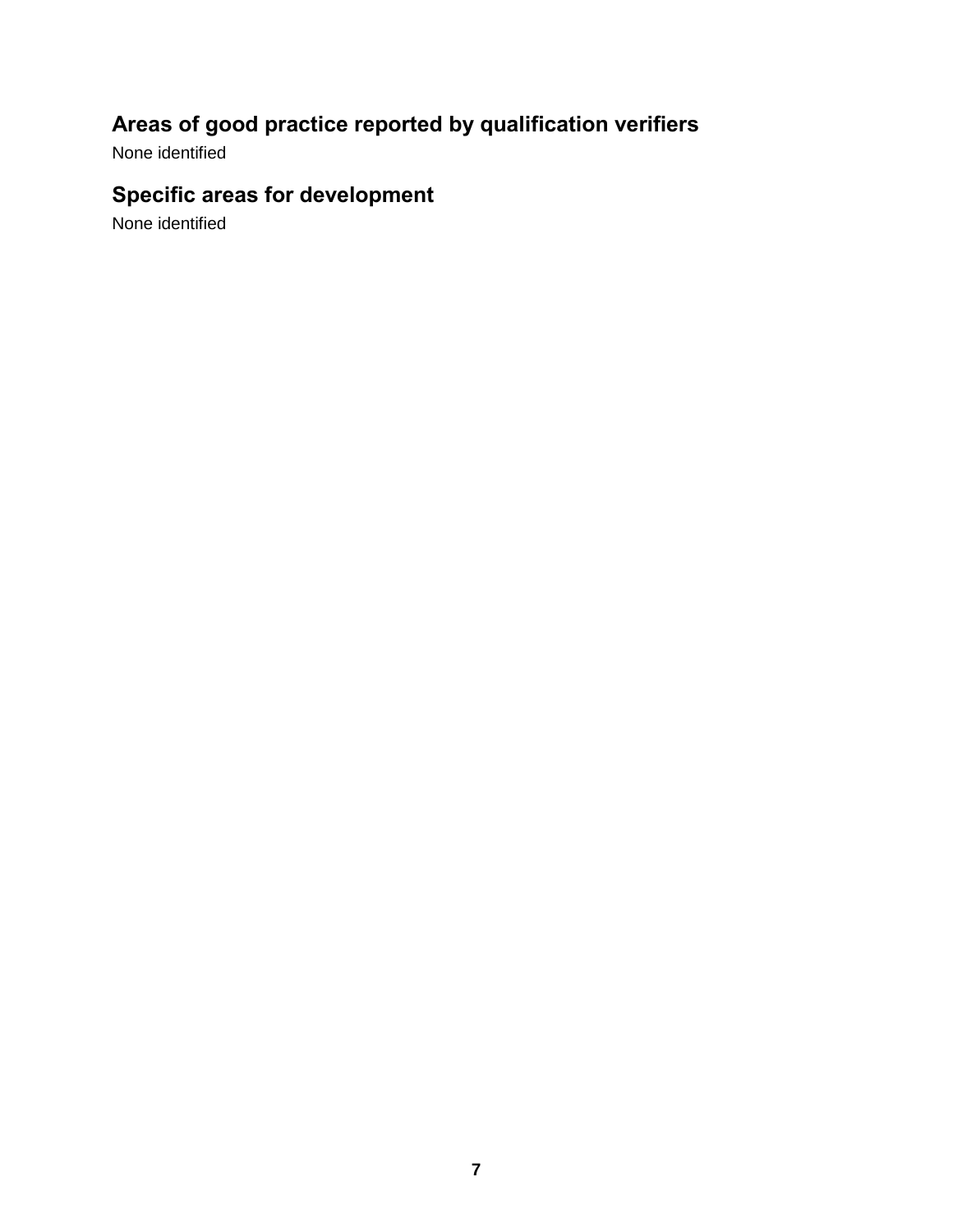## Areas of good practice reported by qualification verifiers

None identified

## Specific areas for development

None identified